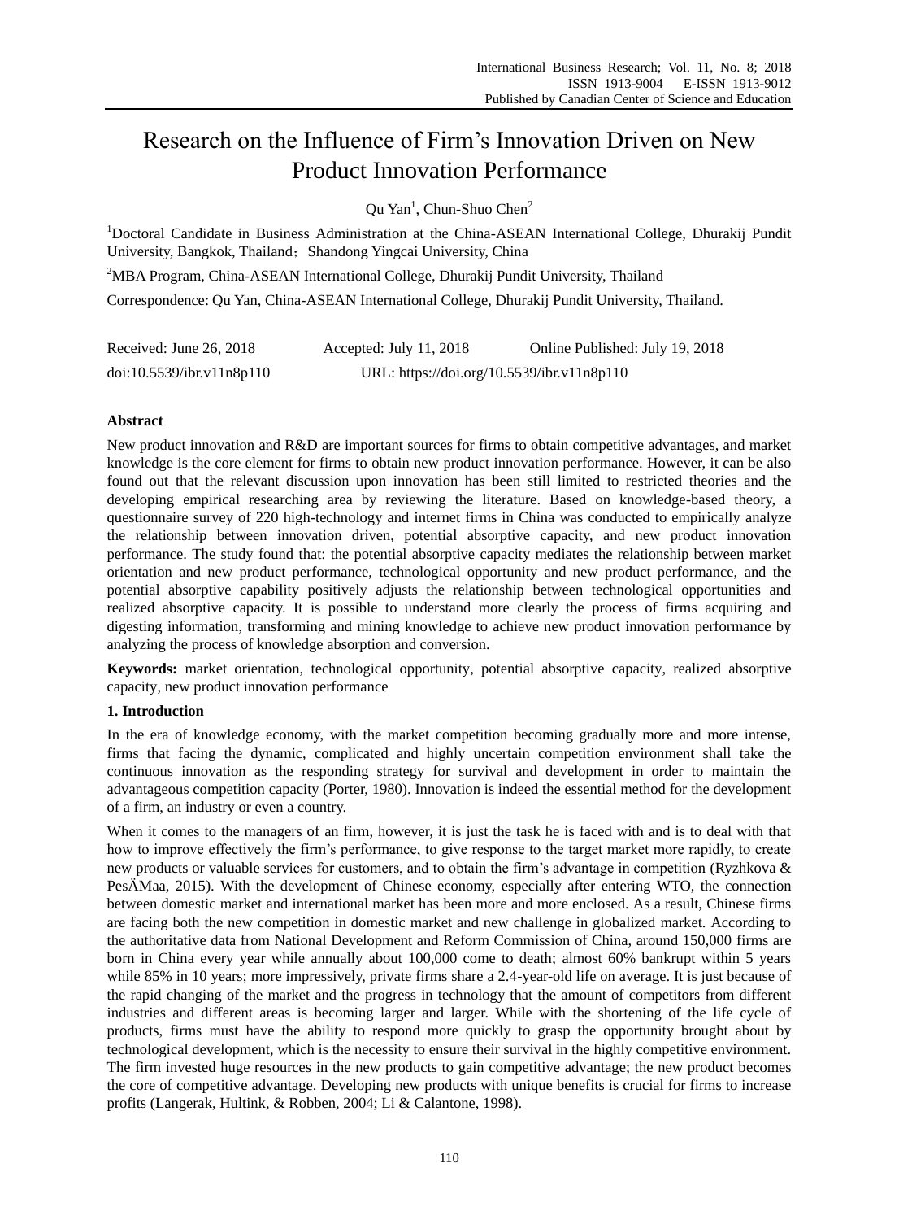# Research on the Influence of Firm's Innovation Driven on New Product Innovation Performance

Qu Yan[1], Chun-Shuo Chen[2]

[1]Doctoral Candidate in Business Administration at the China-ASEAN International College, Dhurakij Pundit University, Bangkok, Thailand; Shandong Yingcai University, China

[2]MBA Program, China-ASEAN International College, Dhurakij Pundit University, Thailand

Correspondence: Qu Yan, China-ASEAN International College, Dhurakij Pundit University, Thailand.

Received: June 26, 2018    Accepted: July 11, 2018    Online Published: July 19, 2018

doi:10.5539/ibr.v11n8p110    URL: https://doi.org/10.5539/ibr.v11n8p110

**Abstract**

New product innovation and R&D are important sources for firms to obtain competitive advantages, and market knowledge is the core element for firms to obtain new product innovation performance. However, it can be also found out that the relevant discussion upon innovation has been still limited to restricted theories and the developing empirical researching area by reviewing the literature. Based on knowledge-based theory, a questionnaire survey of 220 high-technology and internet firms in China was conducted to empirically analyze the relationship between innovation driven, potential absorptive capacity, and new product innovation performance. The study found that: the potential absorptive capacity mediates the relationship between market orientation and new product performance, technological opportunity and new product performance, and the potential absorptive capability positively adjusts the relationship between technological opportunities and realized absorptive capacity. It is possible to understand more clearly the process of firms acquiring and digesting information, transforming and mining knowledge to achieve new product innovation performance by analyzing the process of knowledge absorption and conversion.

**Keywords:** market orientation, technological opportunity, potential absorptive capacity, realized absorptive capacity, new product innovation performance

## 1. Introduction

In the era of knowledge economy, with the market competition becoming gradually more and more intense, firms that facing the dynamic, complicated and highly uncertain competition environment shall take the continuous innovation as the responding strategy for survival and development in order to maintain the advantageous competition capacity (Porter, 1980). Innovation is indeed the essential method for the development of a firm, an industry or even a country.

When it comes to the managers of an firm, however, it is just the task he is faced with and is to deal with that how to improve effectively the firm's performance, to give response to the target market more rapidly, to create new products or valuable services for customers, and to obtain the firm's advantage in competition (Ryzhkova & PesÄMaa, 2015). With the development of Chinese economy, especially after entering WTO, the connection between domestic market and international market has been more and more enclosed. As a result, Chinese firms are facing both the new competition in domestic market and new challenge in globalized market. According to the authoritative data from National Development and Reform Commission of China, around 150,000 firms are born in China every year while annually about 100,000 come to death; almost 60% bankrupt within 5 years while 85% in 10 years; more impressively, private firms share a 2.4-year-old life on average. It is just because of the rapid changing of the market and the progress in technology that the amount of competitors from different industries and different areas is becoming larger and larger. While with the shortening of the life cycle of products, firms must have the ability to respond more quickly to grasp the opportunity brought about by technological development, which is the necessity to ensure their survival in the highly competitive environment. The firm invested huge resources in the new products to gain competitive advantage; the new product becomes the core of competitive advantage. Developing new products with unique benefits is crucial for firms to increase profits (Langerak, Hultink, & Robben, 2004; Li & Calantone, 1998).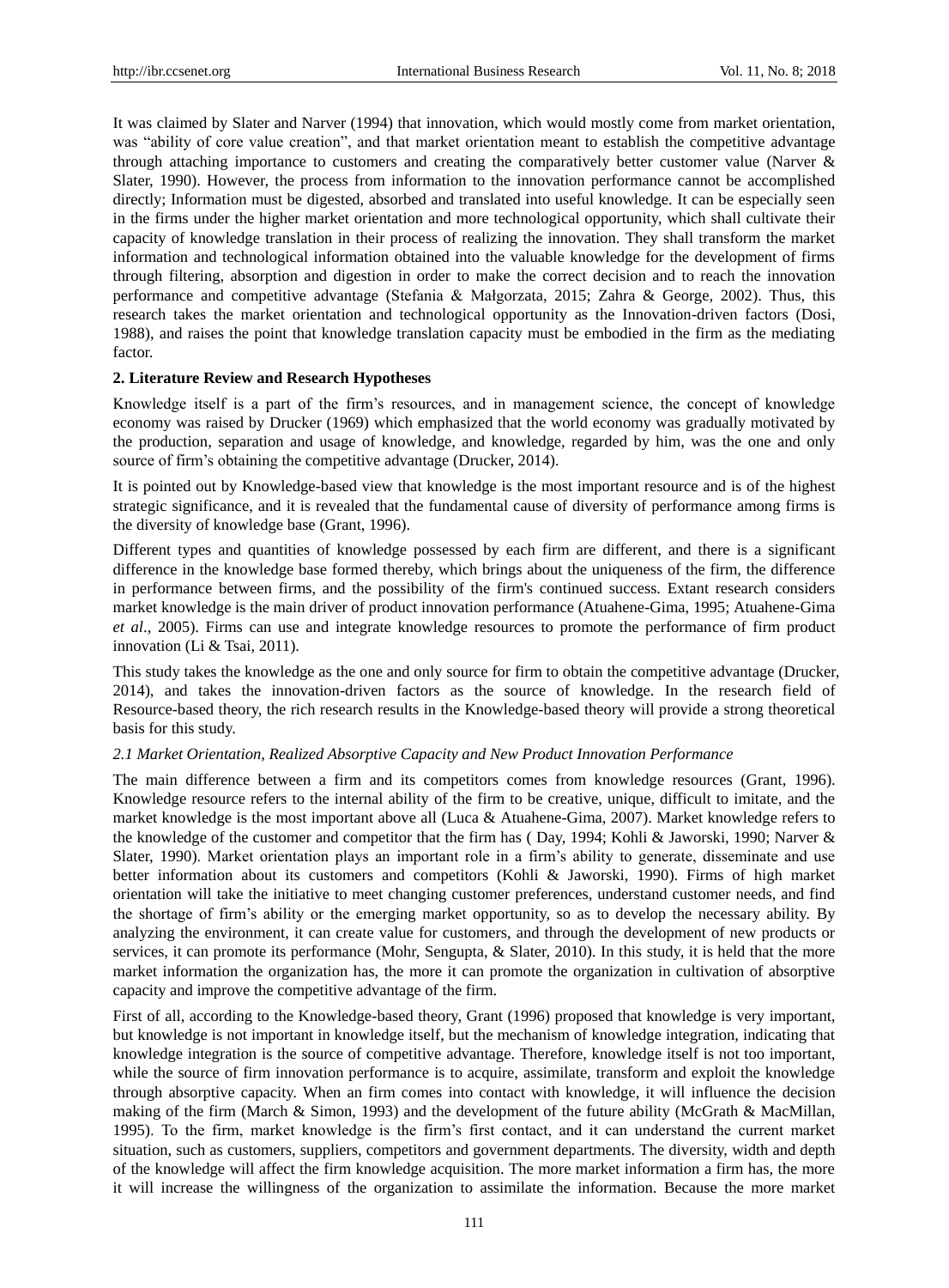It was claimed by Slater and Narver (1994) that innovation, which would mostly come from market orientation, was "ability of core value creation", and that market orientation meant to establish the competitive advantage through attaching importance to customers and creating the comparatively better customer value (Narver & Slater, 1990). However, the process from information to the innovation performance cannot be accomplished directly; Information must be digested, absorbed and translated into useful knowledge. It can be especially seen in the firms under the higher market orientation and more technological opportunity, which shall cultivate their capacity of knowledge translation in their process of realizing the innovation. They shall transform the market information and technological information obtained into the valuable knowledge for the development of firms through filtering, absorption and digestion in order to make the correct decision and to reach the innovation performance and competitive advantage (Stefania & Małgorzata, 2015; Zahra & George, 2002). Thus, this research takes the market orientation and technological opportunity as the Innovation-driven factors (Dosi, 1988), and raises the point that knowledge translation capacity must be embodied in the firm as the mediating factor.

## 2. Literature Review and Research Hypotheses

Knowledge itself is a part of the firm's resources, and in management science, the concept of knowledge economy was raised by Drucker (1969) which emphasized that the world economy was gradually motivated by the production, separation and usage of knowledge, and knowledge, regarded by him, was the one and only source of firm's obtaining the competitive advantage (Drucker, 2014).

It is pointed out by Knowledge-based view that knowledge is the most important resource and is of the highest strategic significance, and it is revealed that the fundamental cause of diversity of performance among firms is the diversity of knowledge base (Grant, 1996).

Different types and quantities of knowledge possessed by each firm are different, and there is a significant difference in the knowledge base formed thereby, which brings about the uniqueness of the firm, the difference in performance between firms, and the possibility of the firm's continued success. Extant research considers market knowledge is the main driver of product innovation performance (Atuahene-Gima, 1995; Atuahene-Gima *et al*., 2005). Firms can use and integrate knowledge resources to promote the performance of firm product innovation (Li & Tsai, 2011).

This study takes the knowledge as the one and only source for firm to obtain the competitive advantage (Drucker, 2014), and takes the innovation-driven factors as the source of knowledge. In the research field of Resource-based theory, the rich research results in the Knowledge-based theory will provide a strong theoretical basis for this study.

### *2.1 Market Orientation, Realized Absorptive Capacity and New Product Innovation Performance*

The main difference between a firm and its competitors comes from knowledge resources (Grant, 1996). Knowledge resource refers to the internal ability of the firm to be creative, unique, difficult to imitate, and the market knowledge is the most important above all (Luca & Atuahene-Gima, 2007). Market knowledge refers to the knowledge of the customer and competitor that the firm has ( Day, 1994; Kohli & Jaworski, 1990; Narver & Slater, 1990). Market orientation plays an important role in a firm's ability to generate, disseminate and use better information about its customers and competitors (Kohli & Jaworski, 1990). Firms of high market orientation will take the initiative to meet changing customer preferences, understand customer needs, and find the shortage of firm's ability or the emerging market opportunity, so as to develop the necessary ability. By analyzing the environment, it can create value for customers, and through the development of new products or services, it can promote its performance (Mohr, Sengupta, & Slater, 2010). In this study, it is held that the more market information the organization has, the more it can promote the organization in cultivation of absorptive capacity and improve the competitive advantage of the firm.

First of all, according to the Knowledge-based theory, Grant (1996) proposed that knowledge is very important, but knowledge is not important in knowledge itself, but the mechanism of knowledge integration, indicating that knowledge integration is the source of competitive advantage. Therefore, knowledge itself is not too important, while the source of firm innovation performance is to acquire, assimilate, transform and exploit the knowledge through absorptive capacity. When an firm comes into contact with knowledge, it will influence the decision making of the firm (March & Simon, 1993) and the development of the future ability (McGrath & MacMillan, 1995). To the firm, market knowledge is the firm's first contact, and it can understand the current market situation, such as customers, suppliers, competitors and government departments. The diversity, width and depth of the knowledge will affect the firm knowledge acquisition. The more market information a firm has, the more it will increase the willingness of the organization to assimilate the information. Because the more market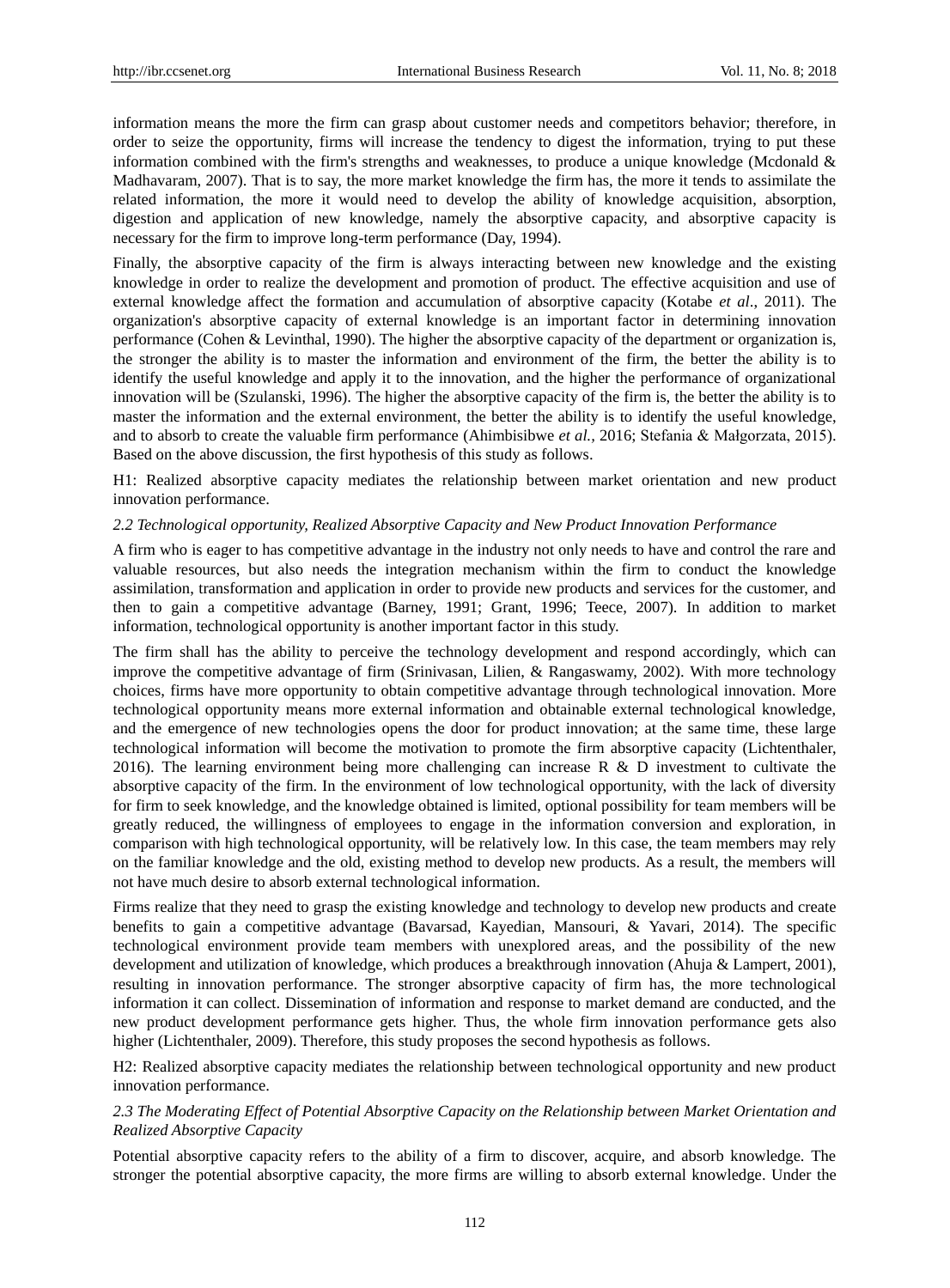information means the more the firm can grasp about customer needs and competitors behavior; therefore, in order to seize the opportunity, firms will increase the tendency to digest the information, trying to put these information combined with the firm's strengths and weaknesses, to produce a unique knowledge (Mcdonald & Madhavaram, 2007). That is to say, the more market knowledge the firm has, the more it tends to assimilate the related information, the more it would need to develop the ability of knowledge acquisition, absorption, digestion and application of new knowledge, namely the absorptive capacity, and absorptive capacity is necessary for the firm to improve long-term performance (Day, 1994).

Finally, the absorptive capacity of the firm is always interacting between new knowledge and the existing knowledge in order to realize the development and promotion of product. The effective acquisition and use of external knowledge affect the formation and accumulation of absorptive capacity (Kotabe *et al*., 2011). The organization's absorptive capacity of external knowledge is an important factor in determining innovation performance (Cohen & Levinthal, 1990). The higher the absorptive capacity of the department or organization is, the stronger the ability is to master the information and environment of the firm, the better the ability is to identify the useful knowledge and apply it to the innovation, and the higher the performance of organizational innovation will be (Szulanski, 1996). The higher the absorptive capacity of the firm is, the better the ability is to master the information and the external environment, the better the ability is to identify the useful knowledge, and to absorb to create the valuable firm performance (Ahimbisibwe *et al.*, 2016; Stefania & Małgorzata, 2015). Based on the above discussion, the first hypothesis of this study as follows.

H1: Realized absorptive capacity mediates the relationship between market orientation and new product innovation performance.

### *2.2 Technological opportunity, Realized Absorptive Capacity and New Product Innovation Performance*

A firm who is eager to has competitive advantage in the industry not only needs to have and control the rare and valuable resources, but also needs the integration mechanism within the firm to conduct the knowledge assimilation, transformation and application in order to provide new products and services for the customer, and then to gain a competitive advantage (Barney, 1991; Grant, 1996; Teece, 2007). In addition to market information, technological opportunity is another important factor in this study.

The firm shall has the ability to perceive the technology development and respond accordingly, which can improve the competitive advantage of firm (Srinivasan, Lilien, & Rangaswamy, 2002). With more technology choices, firms have more opportunity to obtain competitive advantage through technological innovation. More technological opportunity means more external information and obtainable external technological knowledge, and the emergence of new technologies opens the door for product innovation; at the same time, these large technological information will become the motivation to promote the firm absorptive capacity (Lichtenthaler, 2016). The learning environment being more challenging can increase R & D investment to cultivate the absorptive capacity of the firm. In the environment of low technological opportunity, with the lack of diversity for firm to seek knowledge, and the knowledge obtained is limited, optional possibility for team members will be greatly reduced, the willingness of employees to engage in the information conversion and exploration, in comparison with high technological opportunity, will be relatively low. In this case, the team members may rely on the familiar knowledge and the old, existing method to develop new products. As a result, the members will not have much desire to absorb external technological information.

Firms realize that they need to grasp the existing knowledge and technology to develop new products and create benefits to gain a competitive advantage (Bavarsad, Kayedian, Mansouri, & Yavari, 2014). The specific technological environment provide team members with unexplored areas, and the possibility of the new development and utilization of knowledge, which produces a breakthrough innovation (Ahuja & Lampert, 2001), resulting in innovation performance. The stronger absorptive capacity of firm has, the more technological information it can collect. Dissemination of information and response to market demand are conducted, and the new product development performance gets higher. Thus, the whole firm innovation performance gets also higher (Lichtenthaler, 2009). Therefore, this study proposes the second hypothesis as follows.

H2: Realized absorptive capacity mediates the relationship between technological opportunity and new product innovation performance.

### *2.3 The Moderating Effect of Potential Absorptive Capacity on the Relationship between Market Orientation and Realized Absorptive Capacity*

Potential absorptive capacity refers to the ability of a firm to discover, acquire, and absorb knowledge. The stronger the potential absorptive capacity, the more firms are willing to absorb external knowledge. Under the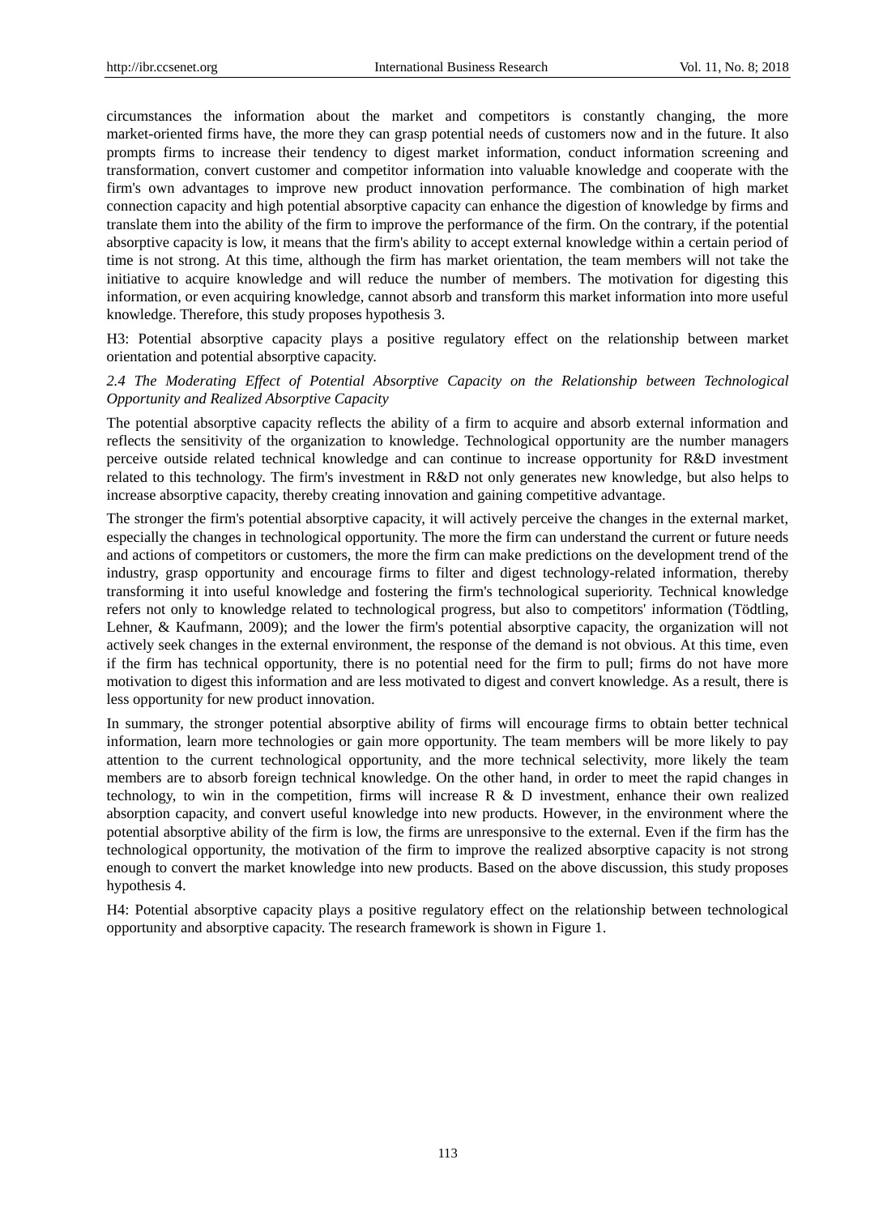circumstances the information about the market and competitors is constantly changing, the more market-oriented firms have, the more they can grasp potential needs of customers now and in the future. It also prompts firms to increase their tendency to digest market information, conduct information screening and transformation, convert customer and competitor information into valuable knowledge and cooperate with the firm's own advantages to improve new product innovation performance. The combination of high market connection capacity and high potential absorptive capacity can enhance the digestion of knowledge by firms and translate them into the ability of the firm to improve the performance of the firm. On the contrary, if the potential absorptive capacity is low, it means that the firm's ability to accept external knowledge within a certain period of time is not strong. At this time, although the firm has market orientation, the team members will not take the initiative to acquire knowledge and will reduce the number of members. The motivation for digesting this information, or even acquiring knowledge, cannot absorb and transform this market information into more useful knowledge. Therefore, this study proposes hypothesis 3.

H3: Potential absorptive capacity plays a positive regulatory effect on the relationship between market orientation and potential absorptive capacity.

### *2.4 The Moderating Effect of Potential Absorptive Capacity on the Relationship between Technological Opportunity and Realized Absorptive Capacity*

The potential absorptive capacity reflects the ability of a firm to acquire and absorb external information and reflects the sensitivity of the organization to knowledge. Technological opportunity are the number managers perceive outside related technical knowledge and can continue to increase opportunity for R&D investment related to this technology. The firm's investment in R&D not only generates new knowledge, but also helps to increase absorptive capacity, thereby creating innovation and gaining competitive advantage.

The stronger the firm's potential absorptive capacity, it will actively perceive the changes in the external market, especially the changes in technological opportunity. The more the firm can understand the current or future needs and actions of competitors or customers, the more the firm can make predictions on the development trend of the industry, grasp opportunity and encourage firms to filter and digest technology-related information, thereby transforming it into useful knowledge and fostering the firm's technological superiority. Technical knowledge refers not only to knowledge related to technological progress, but also to competitors' information (Tödtling, Lehner, & Kaufmann, 2009); and the lower the firm's potential absorptive capacity, the organization will not actively seek changes in the external environment, the response of the demand is not obvious. At this time, even if the firm has technical opportunity, there is no potential need for the firm to pull; firms do not have more motivation to digest this information and are less motivated to digest and convert knowledge. As a result, there is less opportunity for new product innovation.

In summary, the stronger potential absorptive ability of firms will encourage firms to obtain better technical information, learn more technologies or gain more opportunity. The team members will be more likely to pay attention to the current technological opportunity, and the more technical selectivity, more likely the team members are to absorb foreign technical knowledge. On the other hand, in order to meet the rapid changes in technology, to win in the competition, firms will increase R & D investment, enhance their own realized absorption capacity, and convert useful knowledge into new products. However, in the environment where the potential absorptive ability of the firm is low, the firms are unresponsive to the external. Even if the firm has the technological opportunity, the motivation of the firm to improve the realized absorptive capacity is not strong enough to convert the market knowledge into new products. Based on the above discussion, this study proposes hypothesis 4.

H4: Potential absorptive capacity plays a positive regulatory effect on the relationship between technological opportunity and absorptive capacity. The research framework is shown in Figure 1.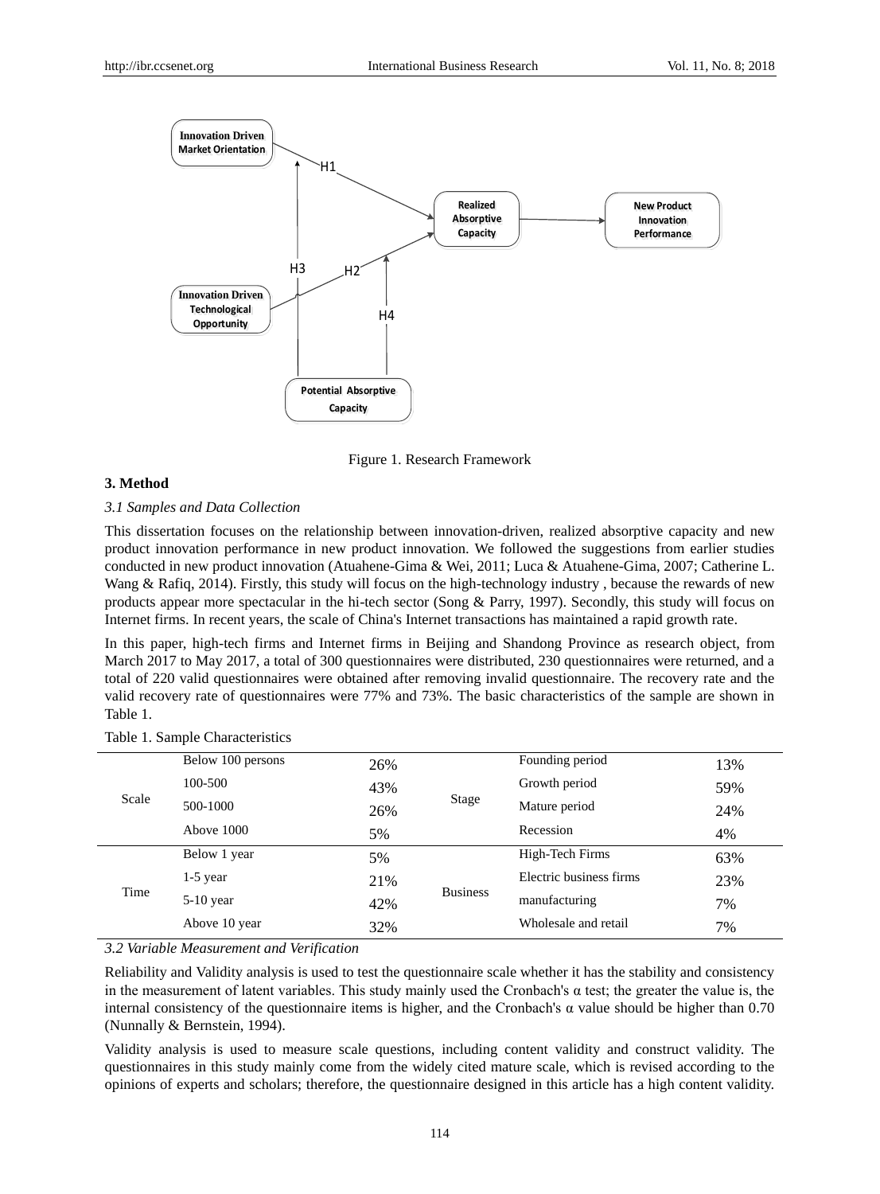Figure 1. Research Framework

**3. Method**

*3.1 Samples and Data Collection*

This dissertation focuses on the relationship between innovation-driven, realized absorptive capacity and new product innovation performance in new product innovation. We followed the suggestions from earlier studies conducted in new product innovation (Atuahene-Gima & Wei, 2011; Luca & Atuahene-Gima, 2007; Catherine L. Wang & Rafiq, 2014). Firstly, this study will focus on the high-technology industry , because the rewards of new products appear more spectacular in the hi-tech sector (Song & Parry, 1997). Secondly, this study will focus on Internet firms. In recent years, the scale of China's Internet transactions has maintained a rapid growth rate.

In this paper, high-tech firms and Internet firms in Beijing and Shandong Province as research object, from March 2017 to May 2017, a total of 300 questionnaires were distributed, 230 questionnaires were returned, and a total of 220 valid questionnaires were obtained after removing invalid questionnaire. The recovery rate and the valid recovery rate of questionnaires were 77% and 73%. The basic characteristics of the sample are shown in Table 1.

Table 1. Sample Characteristics

| | | | | | |
|---|---|---|---|---|---|
| Scale | Below 100 persons | 26% | Stage | Founding period | 13% |
| | 100-500 | 43% | | Growth period | 59% |
| | 500-1000 | 26% | | Mature period | 24% |
| | Above 1000 | 5% | | Recession | 4% |
| Time | Below 1 year | 5% | Business | High-Tech Firms | 63% |
| | 1-5 year | 21% | | Electric business firms | 23% |
| | 5-10 year | 42% | | manufacturing | 7% |
| | Above 10 year | 32% | | Wholesale and retail | 7% |

*3.2 Variable Measurement and Verification*

Reliability and Validity analysis is used to test the questionnaire scale whether it has the stability and consistency in the measurement of latent variables. This study mainly used the Cronbach's α test; the greater the value is, the internal consistency of the questionnaire items is higher, and the Cronbach's α value should be higher than 0.70 (Nunnally & Bernstein, 1994).

Validity analysis is used to measure scale questions, including content validity and construct validity. The questionnaires in this study mainly come from the widely cited mature scale, which is revised according to the opinions of experts and scholars; therefore, the questionnaire designed in this article has a high content validity.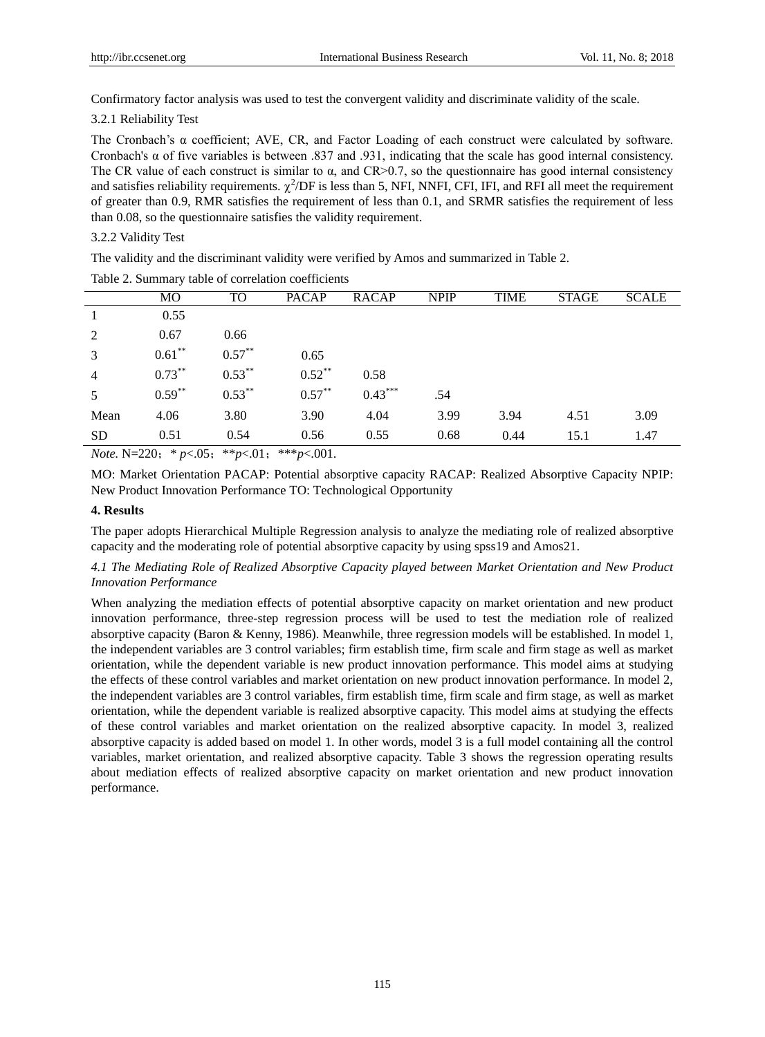Confirmatory factor analysis was used to test the convergent validity and discriminate validity of the scale.

3.2.1 Reliability Test

The Cronbach's α coefficient; AVE, CR, and Factor Loading of each construct were calculated by software. Cronbach's α of five variables is between .837 and .931, indicating that the scale has good internal consistency. The CR value of each construct is similar to α, and CR>0.7, so the questionnaire has good internal consistency and satisfies reliability requirements. $\chi^2$/DF is less than 5, NFI, NNFI, CFI, IFI, and RFI all meet the requirement of greater than 0.9, RMR satisfies the requirement of less than 0.1, and SRMR satisfies the requirement of less than 0.08, so the questionnaire satisfies the validity requirement.

3.2.2 Validity Test

The validity and the discriminant validity were verified by Amos and summarized in Table 2.

Table 2. Summary table of correlation coefficients

| | MO | TO | PACAP | RACAP | NPIP | TIME | STAGE | SCALE |
|---|---|---|---|---|---|---|---|---|
| 1 | 0.55 | | | | | | | |
| 2 | 0.67 | 0.66 | | | | | | |
| 3 | $0.61^{**}$ | $0.57^{**}$ | 0.65 | | | | | |
| 4 | $0.73^{**}$ | $0.53^{**}$ | $0.52^{**}$ | 0.58 | | | | |
| 5 | $0.59^{**}$ | $0.53^{**}$ | $0.57^{**}$ | $0.43^{***}$ | .54 | | | |
| Mean | 4.06 | 3.80 | 3.90 | 4.04 | 3.99 | 3.94 | 4.51 | 3.09 |
| SD | 0.51 | 0.54 | 0.56 | 0.55 | 0.68 | 0.44 | 15.1 | 1.47 |

*Note.* N=220； * $p$<.05； **$p$<.01； ***$p$<.001.

MO: Market Orientation PACAP: Potential absorptive capacity RACAP: Realized Absorptive Capacity NPIP: New Product Innovation Performance TO: Technological Opportunity

## 4. Results

The paper adopts Hierarchical Multiple Regression analysis to analyze the mediating role of realized absorptive capacity and the moderating role of potential absorptive capacity by using spss19 and Amos21.

### *4.1 The Mediating Role of Realized Absorptive Capacity played between Market Orientation and New Product Innovation Performance*

When analyzing the mediation effects of potential absorptive capacity on market orientation and new product innovation performance, three-step regression process will be used to test the mediation role of realized absorptive capacity (Baron & Kenny, 1986). Meanwhile, three regression models will be established. In model 1, the independent variables are 3 control variables; firm establish time, firm scale and firm stage as well as market orientation, while the dependent variable is new product innovation performance. This model aims at studying the effects of these control variables and market orientation on new product innovation performance. In model 2, the independent variables are 3 control variables, firm establish time, firm scale and firm stage, as well as market orientation, while the dependent variable is realized absorptive capacity. This model aims at studying the effects of these control variables and market orientation on the realized absorptive capacity. In model 3, realized absorptive capacity is added based on model 1. In other words, model 3 is a full model containing all the control variables, market orientation, and realized absorptive capacity. Table 3 shows the regression operating results about mediation effects of realized absorptive capacity on market orientation and new product innovation performance.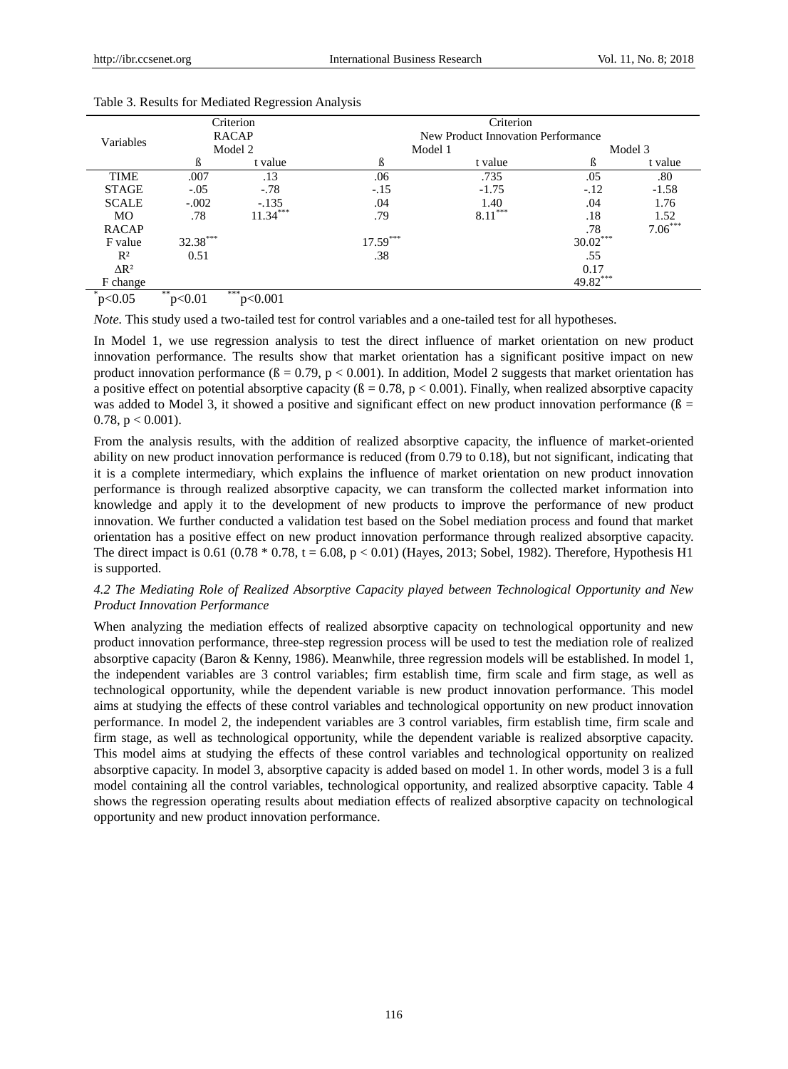Table 3. Results for Mediated Regression Analysis

| Variables | Criterion RACAP Model 2 | | Criterion New Product Innovation Performance Model 1 | | | |
|---|---|---|---|---|---|---|
| | | | Model 1 | | Model 3 | |
| | ß | t value | ß | t value | ß | t value |
| TIME | .007 | .13 | .06 | .735 | .05 | .80 |
| STAGE | -.05 | -.78 | -.15 | -1.75 | -.12 | -1.58 |
| SCALE | -.002 | -.135 | .04 | 1.40 | .04 | 1.76 |
| MO | .78 | 11.34*** | .79 | 8.11*** | .18 | 1.52 |
| RACAP | | | | | .78 | 7.06*** |
| F value | 32.38*** | | 17.59*** | | 30.02*** | |
| R² | 0.51 | | .38 | | .55 | |
| ΔR² | | | | | 0.17 | |
| F change | | | | | 49.82*** | |

*p<0.05 **p<0.01 ***p<0.001

*Note.* This study used a two-tailed test for control variables and a one-tailed test for all hypotheses.

In Model 1, we use regression analysis to test the direct influence of market orientation on new product innovation performance. The results show that market orientation has a significant positive impact on new product innovation performance (ß = 0.79, $p < 0.001$). In addition, Model 2 suggests that market orientation has a positive effect on potential absorptive capacity (ß = 0.78, $p < 0.001$). Finally, when realized absorptive capacity was added to Model 3, it showed a positive and significant effect on new product innovation performance (ß = 0.78, $p < 0.001$).

From the analysis results, with the addition of realized absorptive capacity, the influence of market-oriented ability on new product innovation performance is reduced (from 0.79 to 0.18), but not significant, indicating that it is a complete intermediary, which explains the influence of market orientation on new product innovation performance is through realized absorptive capacity, we can transform the collected market information into knowledge and apply it to the development of new products to improve the performance of new product innovation. We further conducted a validation test based on the Sobel mediation process and found that market orientation has a positive effect on new product innovation performance through realized absorptive capacity. The direct impact is 0.61 (0.78 * 0.78, t = 6.08, $p < 0.01$) (Hayes, 2013; Sobel, 1982). Therefore, Hypothesis H1 is supported.

### *4.2 The Mediating Role of Realized Absorptive Capacity played between Technological Opportunity and New Product Innovation Performance*

When analyzing the mediation effects of realized absorptive capacity on technological opportunity and new product innovation performance, three-step regression process will be used to test the mediation role of realized absorptive capacity (Baron & Kenny, 1986). Meanwhile, three regression models will be established. In model 1, the independent variables are 3 control variables; firm establish time, firm scale and firm stage, as well as technological opportunity, while the dependent variable is new product innovation performance. This model aims at studying the effects of these control variables and technological opportunity on new product innovation performance. In model 2, the independent variables are 3 control variables, firm establish time, firm scale and firm stage, as well as technological opportunity, while the dependent variable is realized absorptive capacity. This model aims at studying the effects of these control variables and technological opportunity on realized absorptive capacity. In model 3, absorptive capacity is added based on model 1. In other words, model 3 is a full model containing all the control variables, technological opportunity, and realized absorptive capacity. Table 4 shows the regression operating results about mediation effects of realized absorptive capacity on technological opportunity and new product innovation performance.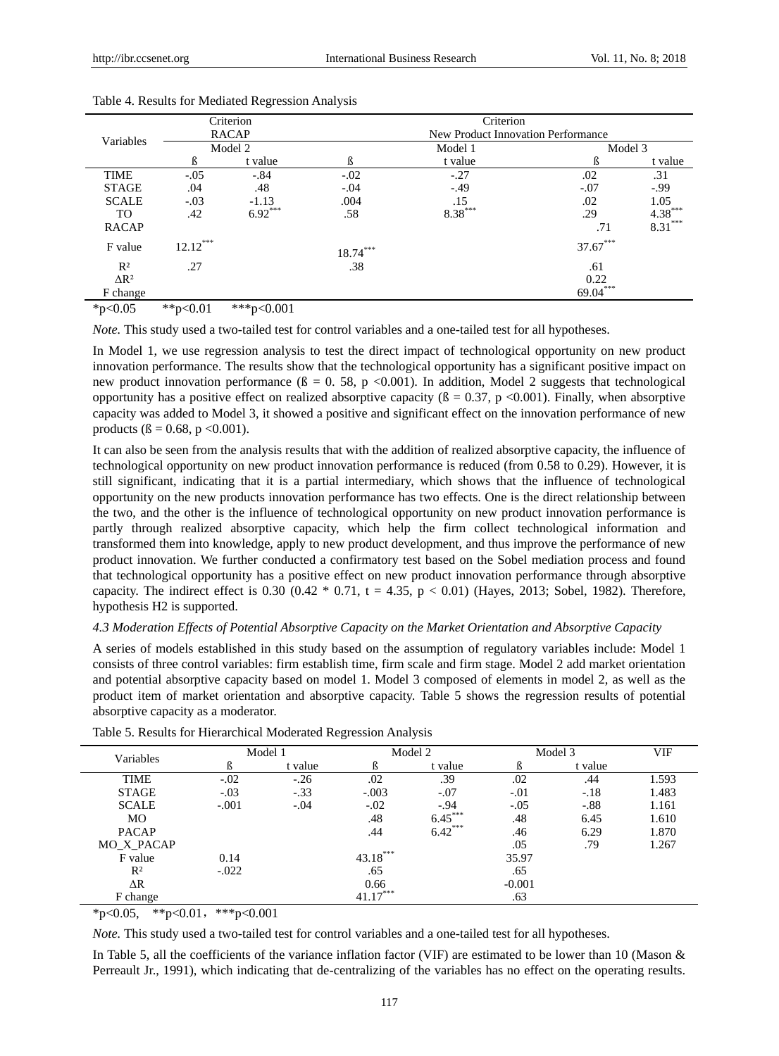Table 4. Results for Mediated Regression Analysis

| Variables | Criterion RACAP | | Criterion New Product Innovation Performance | | | |
|---|---|---|---|---|---|---|
| | Model 2 | | Model 1 | | Model 3 | |
| | ß | t value | ß | t value | ß | t value |
| TIME | -.05 | -.84 | -.02 | -.27 | .02 | .31 |
| STAGE | .04 | .48 | -.04 | -.49 | -.07 | -.99 |
| SCALE | -.03 | -1.13 | .004 | .15 | .02 | 1.05 |
| TO | .42 | 6.92*** | .58 | 8.38*** | .29 | 4.38*** |
| RACAP | | | | | .71 | 8.31*** |
| F value | 12.12*** | | 18.74*** | | 37.67*** | |
| $R^2$ | .27 | | .38 | | .61 | |
| $\Delta R^2$ | | | | | 0.22 | |
| F change | | | | | 69.04*** | |

*p<0.05 **p<0.01 ***p<0.001

*Note.* This study used a two-tailed test for control variables and a one-tailed test for all hypotheses.

In Model 1, we use regression analysis to test the direct impact of technological opportunity on new product innovation performance. The results show that the technological opportunity has a significant positive impact on new product innovation performance (ß = 0. 58, p <0.001). In addition, Model 2 suggests that technological opportunity has a positive effect on realized absorptive capacity (ß = 0.37, p <0.001). Finally, when absorptive capacity was added to Model 3, it showed a positive and significant effect on the innovation performance of new products (ß = 0.68, p <0.001).

It can also be seen from the analysis results that with the addition of realized absorptive capacity, the influence of technological opportunity on new product innovation performance is reduced (from 0.58 to 0.29). However, it is still significant, indicating that it is a partial intermediary, which shows that the influence of technological opportunity on the new products innovation performance has two effects. One is the direct relationship between the two, and the other is the influence of technological opportunity on new product innovation performance is partly through realized absorptive capacity, which help the firm collect technological information and transformed them into knowledge, apply to new product development, and thus improve the performance of new product innovation. We further conducted a confirmatory test based on the Sobel mediation process and found that technological opportunity has a positive effect on new product innovation performance through absorptive capacity. The indirect effect is 0.30 (0.42 * 0.71, t = 4.35, p < 0.01) (Hayes, 2013; Sobel, 1982). Therefore, hypothesis H2 is supported.

*4.3 Moderation Effects of Potential Absorptive Capacity on the Market Orientation and Absorptive Capacity*

A series of models established in this study based on the assumption of regulatory variables include: Model 1 consists of three control variables: firm establish time, firm scale and firm stage. Model 2 add market orientation and potential absorptive capacity based on model 1. Model 3 composed of elements in model 2, as well as the product item of market orientation and absorptive capacity. Table 5 shows the regression results of potential absorptive capacity as a moderator.

Table 5. Results for Hierarchical Moderated Regression Analysis

| Variables | Model 1 | | Model 2 | | Model 3 | | VIF |
|---|---|---|---|---|---|---|---|
| | ß | t value | ß | t value | ß | t value | |
| TIME | -.02 | -.26 | .02 | .39 | .02 | .44 | 1.593 |
| STAGE | -.03 | -.33 | -.003 | -.07 | -.01 | -.18 | 1.483 |
| SCALE | -.001 | -.04 | -.02 | -.94 | -.05 | -.88 | 1.161 |
| MO | | | .48 | 6.45*** | .48 | 6.45 | 1.610 |
| PACAP | | | .44 | 6.42*** | .46 | 6.29 | 1.870 |
| MO_X_PACAP | | | | | .05 | .79 | 1.267 |
| F value | 0.14 | | 43.18*** | | 35.97 | | |
| $R^2$ | -.022 | | .65 | | .65 | | |
| ΔR | | | 0.66 | | -0.001 | | |
| F change | | | 41.17*** | | .63 | | |

*p<0.05, **p<0.01，***p<0.001

*Note.* This study used a two-tailed test for control variables and a one-tailed test for all hypotheses.

In Table 5, all the coefficients of the variance inflation factor (VIF) are estimated to be lower than 10 (Mason & Perreault Jr., 1991), which indicating that de-centralizing of the variables has no effect on the operating results.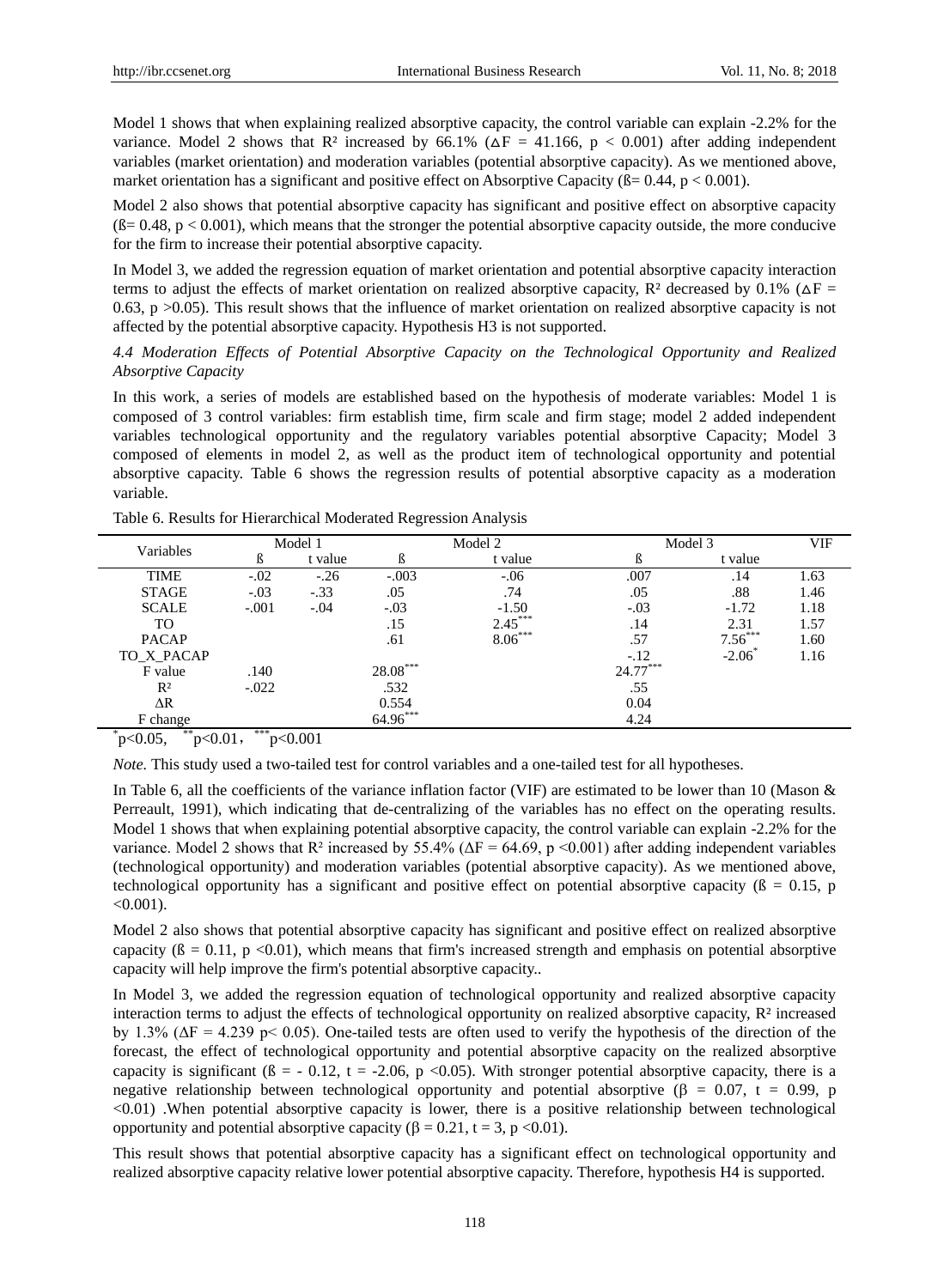Model 1 shows that when explaining realized absorptive capacity, the control variable can explain -2.2% for the variance. Model 2 shows that $R^2$ increased by 66.1% ($\Delta F = 41.166$, $p < 0.001$) after adding independent variables (market orientation) and moderation variables (potential absorptive capacity). As we mentioned above, market orientation has a significant and positive effect on Absorptive Capacity (ß= 0.44, $p < 0.001$).

Model 2 also shows that potential absorptive capacity has significant and positive effect on absorptive capacity (ß= 0.48, $p < 0.001$), which means that the stronger the potential absorptive capacity outside, the more conducive for the firm to increase their potential absorptive capacity.

In Model 3, we added the regression equation of market orientation and potential absorptive capacity interaction terms to adjust the effects of market orientation on realized absorptive capacity, $R^2$ decreased by 0.1% ($\Delta F = 0.63$, $p > 0.05$). This result shows that the influence of market orientation on realized absorptive capacity is not affected by the potential absorptive capacity. Hypothesis H3 is not supported.

### *4.4 Moderation Effects of Potential Absorptive Capacity on the Technological Opportunity and Realized Absorptive Capacity*

In this work, a series of models are established based on the hypothesis of moderate variables: Model 1 is composed of 3 control variables: firm establish time, firm scale and firm stage; model 2 added independent variables technological opportunity and the regulatory variables potential absorptive Capacity; Model 3 composed of elements in model 2, as well as the product item of technological opportunity and potential absorptive capacity. Table 6 shows the regression results of potential absorptive capacity as a moderation variable.

Table 6. Results for Hierarchical Moderated Regression Analysis

| Variables | Model 1 | | Model 2 | | Model 3 | | VIF |
|---|---|---|---|---|---|---|---|
| | ß | t value | ß | t value | ß | t value | |
| TIME | -.02 | -.26 | -.003 | -.06 | .007 | .14 | 1.63 |
| STAGE | -.03 | -.33 | .05 | .74 | .05 | .88 | 1.46 |
| SCALE | -.001 | -.04 | -.03 | -1.50 | -.03 | -1.72 | 1.18 |
| TO | | | .15 | 2.45*** | .14 | 2.31 | 1.57 |
| PACAP | | | .61 | 8.06*** | .57 | 7.56*** | 1.60 |
| TO_X_PACAP | | | | | -.12 | -2.06* | 1.16 |
| F value | .140 | | 28.08*** | | 24.77*** | | |
| $R^2$ | -.022 | | .532 | | .55 | | |
| ΔR | | | 0.554 | | 0.04 | | |
| F change | | | 64.96*** | | 4.24 | | |

*p<0.05, **p<0.01, ***p<0.001

*Note.* This study used a two-tailed test for control variables and a one-tailed test for all hypotheses.

In Table 6, all the coefficients of the variance inflation factor (VIF) are estimated to be lower than 10 (Mason & Perreault, 1991), which indicating that de-centralizing of the variables has no effect on the operating results. Model 1 shows that when explaining potential absorptive capacity, the control variable can explain -2.2% for the variance. Model 2 shows that $R^2$ increased by 55.4% ($\Delta F = 64.69$, $p < 0.001$) after adding independent variables (technological opportunity) and moderation variables (potential absorptive capacity). As we mentioned above, technological opportunity has a significant and positive effect on potential absorptive capacity (ß = 0.15, $p < 0.001$).

Model 2 also shows that potential absorptive capacity has significant and positive effect on realized absorptive capacity (ß = 0.11, $p < 0.01$), which means that firm's increased strength and emphasis on potential absorptive capacity will help improve the firm's potential absorptive capacity..

In Model 3, we added the regression equation of technological opportunity and realized absorptive capacity interaction terms to adjust the effects of technological opportunity on realized absorptive capacity, $R^2$ increased by 1.3% ($\Delta F = 4.239$ $p < 0.05$). One-tailed tests are often used to verify the hypothesis of the direction of the forecast, the effect of technological opportunity and potential absorptive capacity on the realized absorptive capacity is significant (ß = - 0.12, $t = -2.06$, $p < 0.05$). With stronger potential absorptive capacity, there is a negative relationship between technological opportunity and potential absorptive ($\beta = 0.07$, $t = 0.99$, $p < 0.01$) .When potential absorptive capacity is lower, there is a positive relationship between technological opportunity and potential absorptive capacity ($\beta = 0.21$, $t = 3$, $p < 0.01$).

This result shows that potential absorptive capacity has a significant effect on technological opportunity and realized absorptive capacity relative lower potential absorptive capacity. Therefore, hypothesis H4 is supported.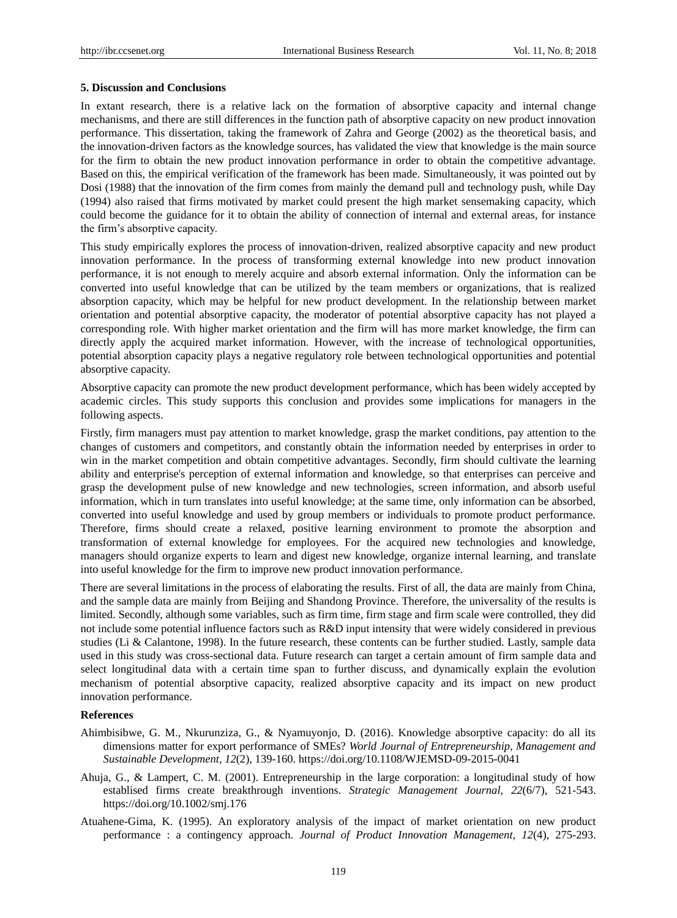### 5. Discussion and Conclusions

In extant research, there is a relative lack on the formation of absorptive capacity and internal change mechanisms, and there are still differences in the function path of absorptive capacity on new product innovation performance. This dissertation, taking the framework of Zahra and George (2002) as the theoretical basis, and the innovation-driven factors as the knowledge sources, has validated the view that knowledge is the main source for the firm to obtain the new product innovation performance in order to obtain the competitive advantage. Based on this, the empirical verification of the framework has been made. Simultaneously, it was pointed out by Dosi (1988) that the innovation of the firm comes from mainly the demand pull and technology push, while Day (1994) also raised that firms motivated by market could present the high market sensemaking capacity, which could become the guidance for it to obtain the ability of connection of internal and external areas, for instance the firm's absorptive capacity.

This study empirically explores the process of innovation-driven, realized absorptive capacity and new product innovation performance. In the process of transforming external knowledge into new product innovation performance, it is not enough to merely acquire and absorb external information. Only the information can be converted into useful knowledge that can be utilized by the team members or organizations, that is realized absorption capacity, which may be helpful for new product development. In the relationship between market orientation and potential absorptive capacity, the moderator of potential absorptive capacity has not played a corresponding role. With higher market orientation and the firm will has more market knowledge, the firm can directly apply the acquired market information. However, with the increase of technological opportunities, potential absorption capacity plays a negative regulatory role between technological opportunities and potential absorptive capacity.

Absorptive capacity can promote the new product development performance, which has been widely accepted by academic circles. This study supports this conclusion and provides some implications for managers in the following aspects.

Firstly, firm managers must pay attention to market knowledge, grasp the market conditions, pay attention to the changes of customers and competitors, and constantly obtain the information needed by enterprises in order to win in the market competition and obtain competitive advantages. Secondly, firm should cultivate the learning ability and enterprise's perception of external information and knowledge, so that enterprises can perceive and grasp the development pulse of new knowledge and new technologies, screen information, and absorb useful information, which in turn translates into useful knowledge; at the same time, only information can be absorbed, converted into useful knowledge and used by group members or individuals to promote product performance. Therefore, firms should create a relaxed, positive learning environment to promote the absorption and transformation of external knowledge for employees. For the acquired new technologies and knowledge, managers should organize experts to learn and digest new knowledge, organize internal learning, and translate into useful knowledge for the firm to improve new product innovation performance.

There are several limitations in the process of elaborating the results. First of all, the data are mainly from China, and the sample data are mainly from Beijing and Shandong Province. Therefore, the universality of the results is limited. Secondly, although some variables, such as firm time, firm stage and firm scale were controlled, they did not include some potential influence factors such as R&D input intensity that were widely considered in previous studies (Li & Calantone, 1998). In the future research, these contents can be further studied. Lastly, sample data used in this study was cross-sectional data. Future research can target a certain amount of firm sample data and select longitudinal data with a certain time span to further discuss, and dynamically explain the evolution mechanism of potential absorptive capacity, realized absorptive capacity and its impact on new product innovation performance.

### References

Ahimbisibwe, G. M., Nkurunziza, G., & Nyamuyonjo, D. (2016). Knowledge absorptive capacity: do all its dimensions matter for export performance of SMEs? *World Journal of Entrepreneurship, Management and Sustainable Development, 12*(2), 139-160. https://doi.org/10.1108/WJEMSD-09-2015-0041

Ahuja, G., & Lampert, C. M. (2001). Entrepreneurship in the large corporation: a longitudinal study of how establised firms create breakthrough inventions. *Strategic Management Journal, 22*(6/7), 521-543. https://doi.org/10.1002/smj.176

Atuahene-Gima, K. (1995). An exploratory analysis of the impact of market orientation on new product performance : a contingency approach. *Journal of Product Innovation Management, 12*(4), 275-293.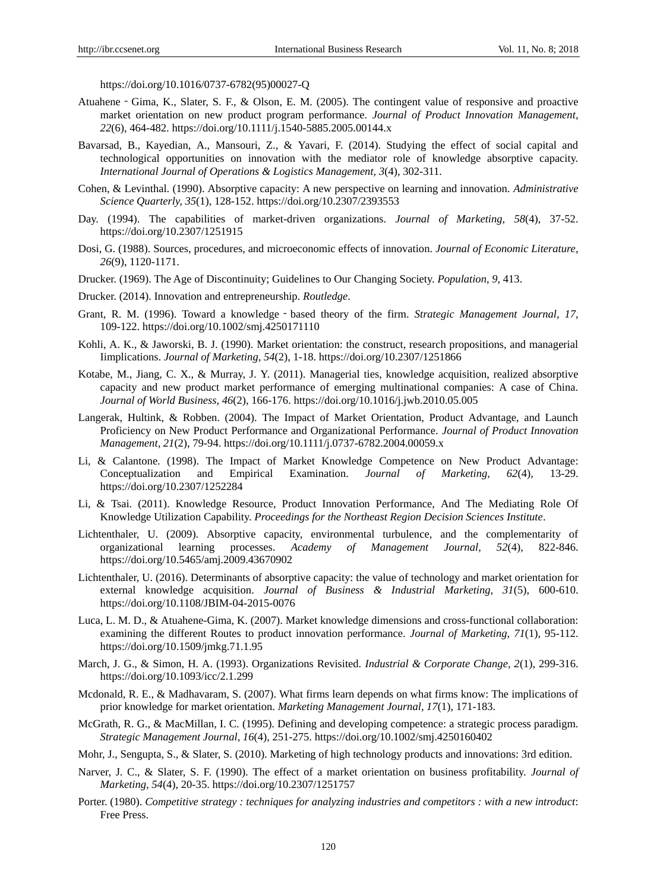https://doi.org/10.1016/0737-6782(95)00027-Q

Atuahene‐Gima, K., Slater, S. F., & Olson, E. M. (2005). The contingent value of responsive and proactive market orientation on new product program performance. *Journal of Product Innovation Management, 22*(6), 464-482. https://doi.org/10.1111/j.1540-5885.2005.00144.x

Bavarsad, B., Kayedian, A., Mansouri, Z., & Yavari, F. (2014). Studying the effect of social capital and technological opportunities on innovation with the mediator role of knowledge absorptive capacity. *International Journal of Operations & Logistics Management, 3*(4), 302-311.

Cohen, & Levinthal. (1990). Absorptive capacity: A new perspective on learning and innovation. *Administrative Science Quarterly, 35*(1), 128-152. https://doi.org/10.2307/2393553

Day. (1994). The capabilities of market-driven organizations. *Journal of Marketing, 58*(4), 37-52. https://doi.org/10.2307/1251915

Dosi, G. (1988). Sources, procedures, and microeconomic effects of innovation. *Journal of Economic Literature, 26*(9), 1120-1171.

Drucker. (1969). The Age of Discontinuity; Guidelines to Our Changing Society. *Population, 9*, 413.

Drucker. (2014). Innovation and entrepreneurship. *Routledge*.

Grant, R. M. (1996). Toward a knowledge‐based theory of the firm. *Strategic Management Journal, 17*, 109-122. https://doi.org/10.1002/smj.4250171110

Kohli, A. K., & Jaworski, B. J. (1990). Market orientation: the construct, research propositions, and managerial Iimplications. *Journal of Marketing, 54*(2), 1-18. https://doi.org/10.2307/1251866

Kotabe, M., Jiang, C. X., & Murray, J. Y. (2011). Managerial ties, knowledge acquisition, realized absorptive capacity and new product market performance of emerging multinational companies: A case of China. *Journal of World Business, 46*(2), 166-176. https://doi.org/10.1016/j.jwb.2010.05.005

Langerak, Hultink, & Robben. (2004). The Impact of Market Orientation, Product Advantage, and Launch Proficiency on New Product Performance and Organizational Performance. *Journal of Product Innovation Management, 21*(2), 79-94. https://doi.org/10.1111/j.0737-6782.2004.00059.x

Li, & Calantone. (1998). The Impact of Market Knowledge Competence on New Product Advantage: Conceptualization and Empirical Examination. *Journal of Marketing, 62*(4), 13-29. https://doi.org/10.2307/1252284

Li, & Tsai. (2011). Knowledge Resource, Product Innovation Performance, And The Mediating Role Of Knowledge Utilization Capability. *Proceedings for the Northeast Region Decision Sciences Institute*.

Lichtenthaler, U. (2009). Absorptive capacity, environmental turbulence, and the complementarity of organizational learning processes. *Academy of Management Journal, 52*(4), 822-846. https://doi.org/10.5465/amj.2009.43670902

Lichtenthaler, U. (2016). Determinants of absorptive capacity: the value of technology and market orientation for external knowledge acquisition. *Journal of Business & Industrial Marketing, 31*(5), 600-610. https://doi.org/10.1108/JBIM-04-2015-0076

Luca, L. M. D., & Atuahene-Gima, K. (2007). Market knowledge dimensions and cross-functional collaboration: examining the different Routes to product innovation performance. *Journal of Marketing, 71*(1), 95-112. https://doi.org/10.1509/jmkg.71.1.95

March, J. G., & Simon, H. A. (1993). Organizations Revisited. *Industrial & Corporate Change, 2*(1), 299-316. https://doi.org/10.1093/icc/2.1.299

Mcdonald, R. E., & Madhavaram, S. (2007). What firms learn depends on what firms know: The implications of prior knowledge for market orientation. *Marketing Management Journal, 17*(1), 171-183.

McGrath, R. G., & MacMillan, I. C. (1995). Defining and developing competence: a strategic process paradigm. *Strategic Management Journal, 16*(4), 251-275. https://doi.org/10.1002/smj.4250160402

Mohr, J., Sengupta, S., & Slater, S. (2010). Marketing of high technology products and innovations: 3rd edition.

Narver, J. C., & Slater, S. F. (1990). The effect of a market orientation on business profitability. *Journal of Marketing, 54*(4), 20-35. https://doi.org/10.2307/1251757

Porter. (1980). *Competitive strategy : techniques for analyzing industries and competitors : with a new introduct*: Free Press.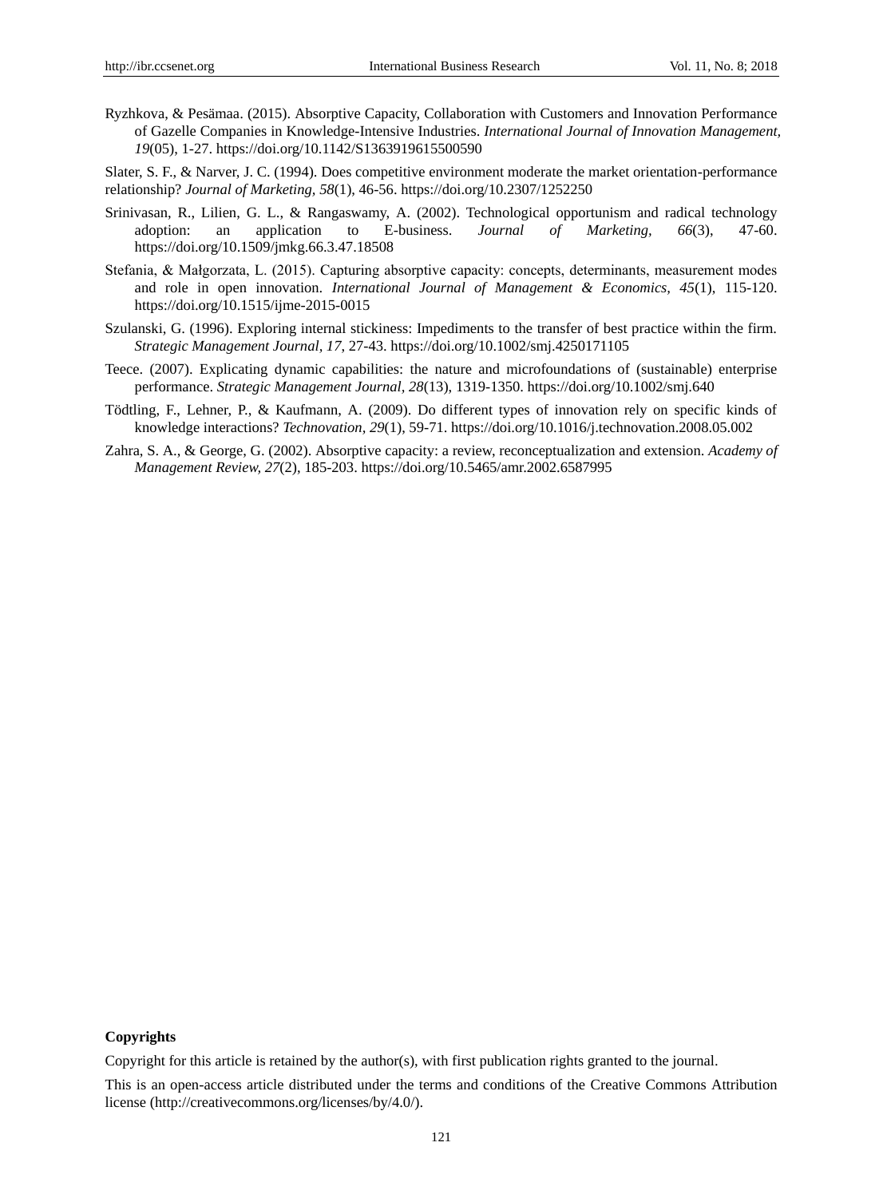Ryzhkova, & Pesämaa. (2015). Absorptive Capacity, Collaboration with Customers and Innovation Performance of Gazelle Companies in Knowledge-Intensive Industries. *International Journal of Innovation Management, 19*(05), 1-27. https://doi.org/10.1142/S1363919615500590

Slater, S. F., & Narver, J. C. (1994). Does competitive environment moderate the market orientation-performance relationship? *Journal of Marketing, 58*(1), 46-56. https://doi.org/10.2307/1252250

Srinivasan, R., Lilien, G. L., & Rangaswamy, A. (2002). Technological opportunism and radical technology adoption: an application to E-business. *Journal of Marketing, 66*(3), 47-60. https://doi.org/10.1509/jmkg.66.3.47.18508

Stefania, & Małgorzata, L. (2015). Capturing absorptive capacity: concepts, determinants, measurement modes and role in open innovation. *International Journal of Management & Economics, 45*(1), 115-120. https://doi.org/10.1515/ijme-2015-0015

Szulanski, G. (1996). Exploring internal stickiness: Impediments to the transfer of best practice within the firm. *Strategic Management Journal, 17*, 27-43. https://doi.org/10.1002/smj.4250171105

Teece. (2007). Explicating dynamic capabilities: the nature and microfoundations of (sustainable) enterprise performance. *Strategic Management Journal, 28*(13), 1319-1350. https://doi.org/10.1002/smj.640

Tödtling, F., Lehner, P., & Kaufmann, A. (2009). Do different types of innovation rely on specific kinds of knowledge interactions? *Technovation, 29*(1), 59-71. https://doi.org/10.1016/j.technovation.2008.05.002

Zahra, S. A., & George, G. (2002). Absorptive capacity: a review, reconceptualization and extension. *Academy of Management Review, 27*(2), 185-203. https://doi.org/10.5465/amr.2002.6587995

**Copyrights**

Copyright for this article is retained by the author(s), with first publication rights granted to the journal.

This is an open-access article distributed under the terms and conditions of the Creative Commons Attribution license (http://creativecommons.org/licenses/by/4.0/).